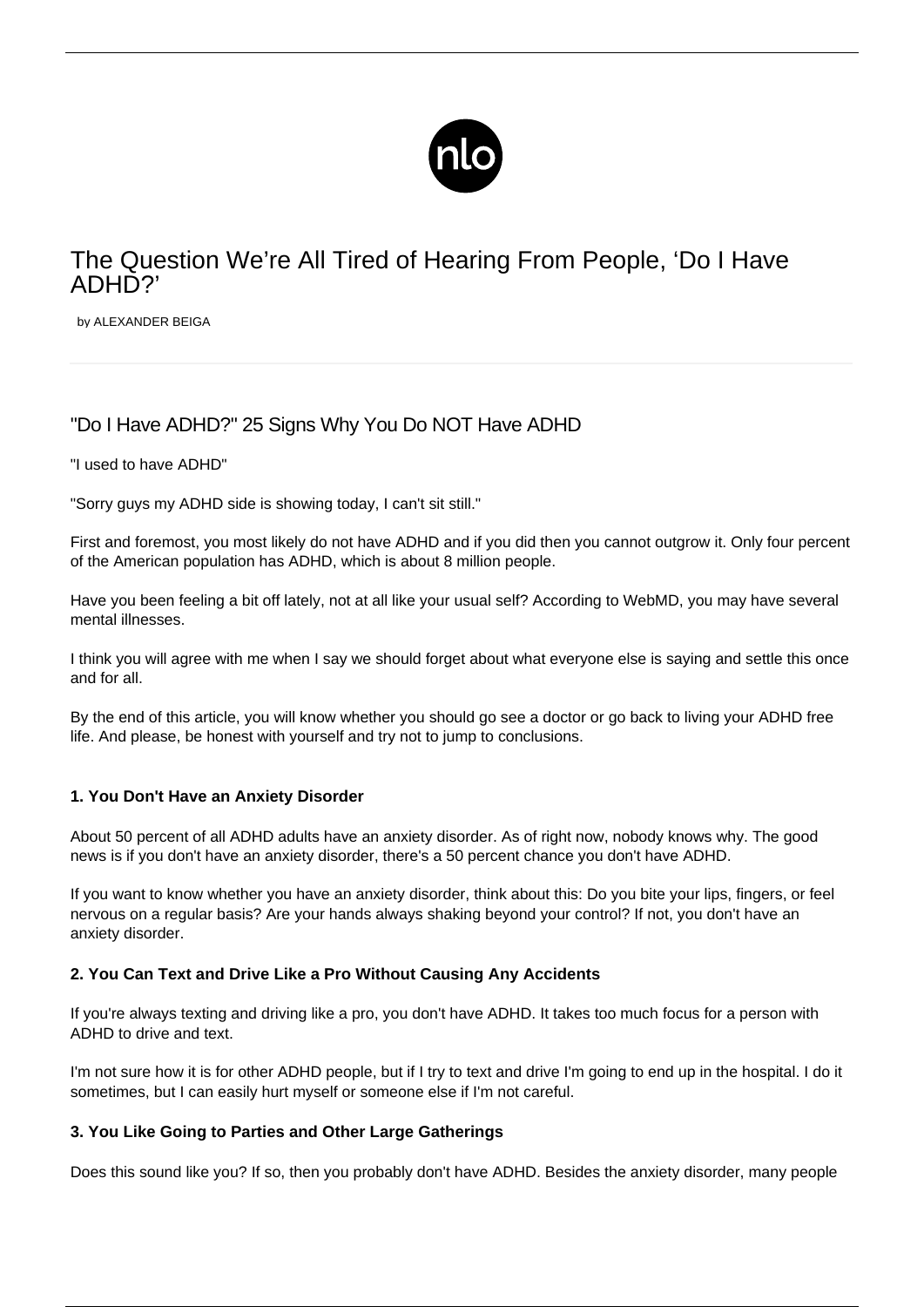# The Question We're All Tired of Hearing From People, 'Do I Have ADHD?'

by ALEXANDER BEIGA

## "Do I Have ADHD?" 25 Signs Why You Do NOT Have ADHD

"I used to have ADHD"

"Sorry guys my ADHD side is showing today, I can't sit still."

First and foremost, you most likely do not have ADHD and if you did then you cannot outgrow it. Only four percent of the American population has ADHD, which is about 8 million people.

Have you been feeling a bit off lately, not at all like your usual self? According to WebMD, you may have several mental illnesses.

I think you will agree with me when I say we should forget about what everyone else is saying and settle this once and for all.

By the end of this article, you will know whether you should go see a doctor or go back to living your ADHD free life. And please, be honest with yourself and try not to jump to conclusions.

### 1. You Don't Have an Anxiety Disorder

About 50 percent of all ADHD adults have an anxiety disorder. As of right now, nobody knows why. The good news is if you don't have an anxiety disorder, there's a 50 percent chance you don't have ADHD.

If you want to know whether you have an anxiety disorder, think about this: Do you bite your lips, fingers, or feel nervous on a regular basis? Are your hands always shaking beyond your control? If not, you don't have an anxiety disorder.

### 2. You Can Text and Drive Like a Pro Without Causing Any Accidents

If you're always texting and driving like a pro, you don't have ADHD. It takes too much focus for a person with ADHD to drive and text.

I'm not sure how it is for other ADHD people, but if I try to text and drive I'm going to end up in the hospital. I do it sometimes, but I can easily hurt myself or someone else if I'm not careful.

### 3. You Like Going to Parties and Other Large Gatherings

Does this sound like you? If so, then you probably don't have ADHD. Besides the anxiety disorder, many people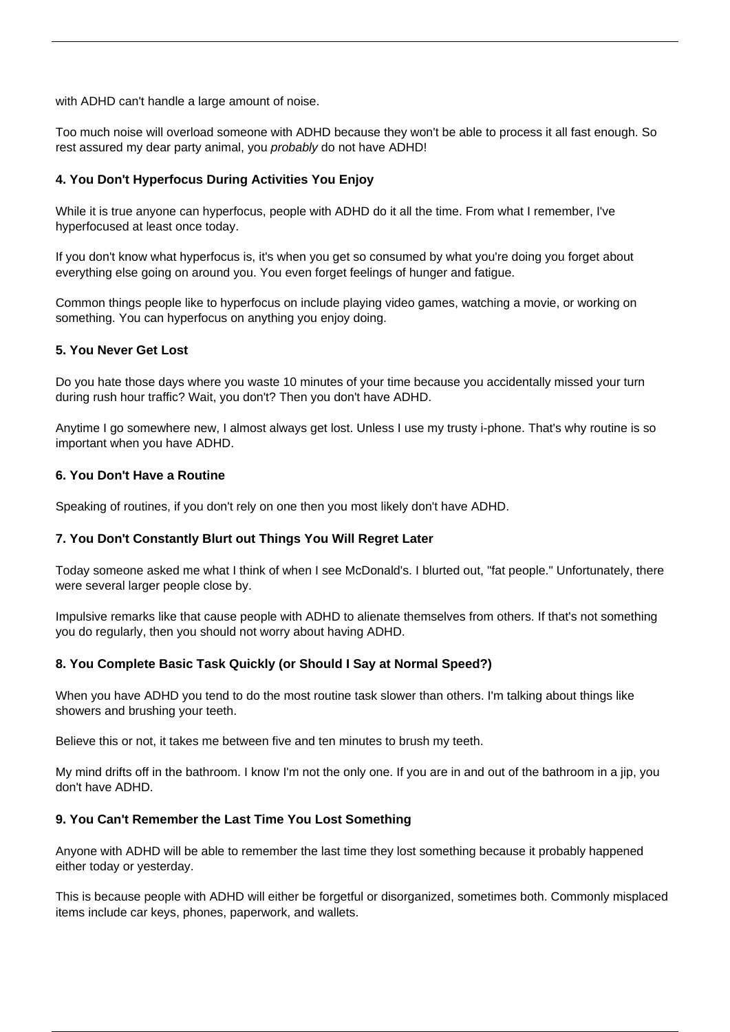with ADHD can't handle a large amount of noise.

Too much noise will overload someone with ADHD because they won't be able to process it all fast enough. So rest assured my dear party animal, you *probably* do not have ADHD!

#### 4. You Don't Hyperfocus During Activities You Enjoy

While it is true anyone can hyperfocus, people with ADHD do it all the time. From what I remember, I've hyperfocused at least once today.

If you don't know what hyperfocus is, it's when you get so consumed by what you're doing you forget about everything else going on around you. You even forget feelings of hunger and fatigue.

Common things people like to hyperfocus on include playing video games, watching a movie, or working on something. You can hyperfocus on anything you enjoy doing.

#### 5. You Never Get Lost

Do you hate those days where you waste 10 minutes of your time because you accidentally missed your turn during rush hour traffic? Wait, you don't? Then you don't have ADHD.

Anytime I go somewhere new, I almost always get lost. Unless I use my trusty i-phone. That's why routine is so important when you have ADHD.

#### 6. You Don't Have a Routine

Speaking of routines, if you don't rely on one then you most likely don't have ADHD.

#### 7. You Don't Constantly Blurt out Things You Will Regret Later

Today someone asked me what I think of when I see McDonald's. I blurted out, "fat people." Unfortunately, there were several larger people close by.

Impulsive remarks like that cause people with ADHD to alienate themselves from others. If that's not something you do regularly, then you should not worry about having ADHD.

#### 8. You Complete Basic Task Quickly (or Should I Say at Normal Speed?)

When you have ADHD you tend to do the most routine task slower than others. I'm talking about things like showers and brushing your teeth.

Believe this or not, it takes me between five and ten minutes to brush my teeth.

My mind drifts off in the bathroom. I know I'm not the only one. If you are in and out of the bathroom in a jip, you don't have ADHD.

#### 9. You Can't Remember the Last Time You Lost Something

Anyone with ADHD will be able to remember the last time they lost something because it probably happened either today or yesterday.

This is because people with ADHD will either be forgetful or disorganized, sometimes both. Commonly misplaced items include car keys, phones, paperwork, and wallets.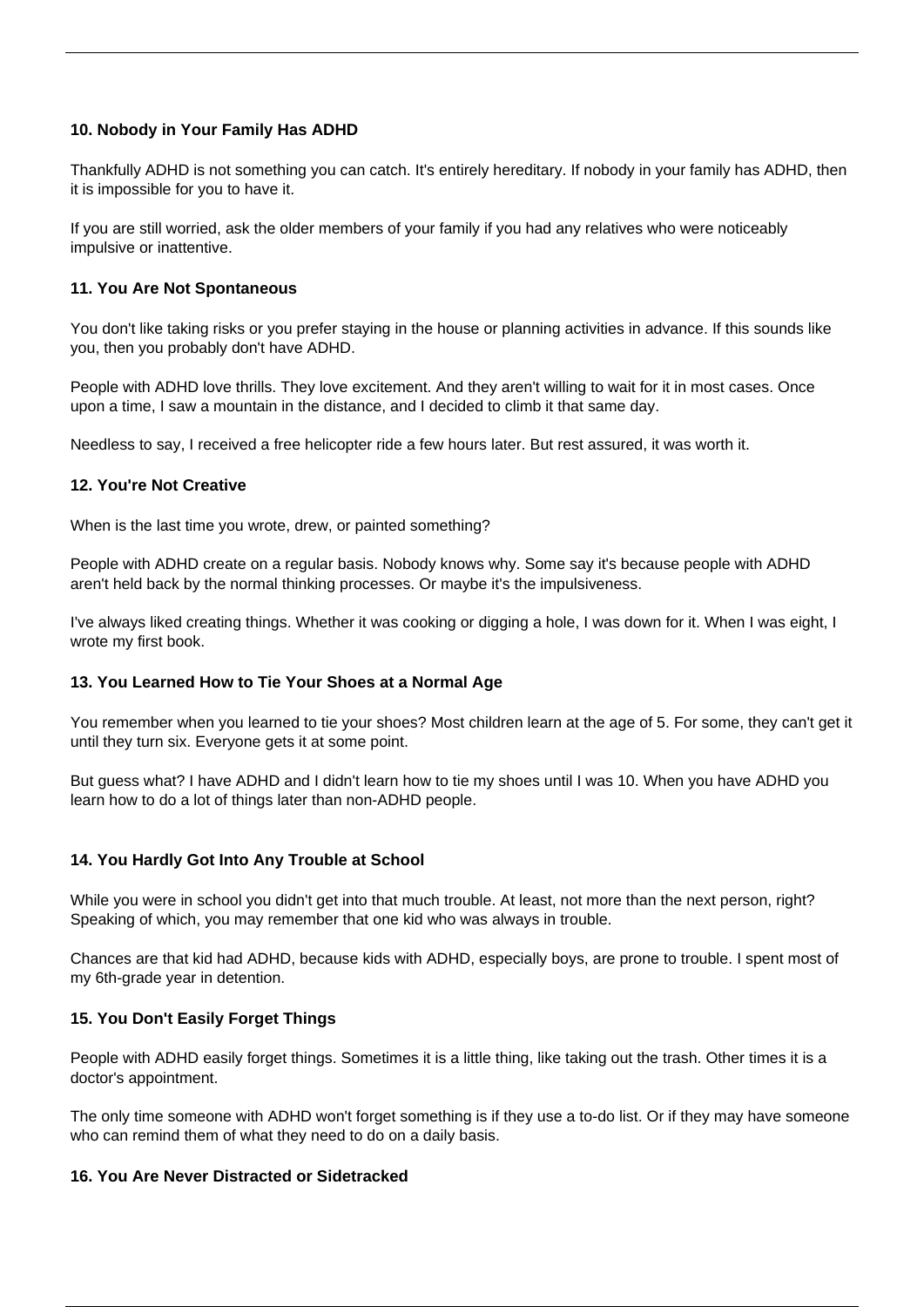### 10. Nobody in Your Family Has ADHD

Thankfully ADHD is not something you can catch. It's entirely hereditary. If nobody in your family has ADHD, then it is impossible for you to have it.

If you are still worried, ask the older members of your family if you had any relatives who were noticeably impulsive or inattentive.

### 11. You Are Not Spontaneous

You don't like taking risks or you prefer staying in the house or planning activities in advance. If this sounds like you, then you probably don't have ADHD.

People with ADHD love thrills. They love excitement. And they aren't willing to wait for it in most cases. Once upon a time, I saw a mountain in the distance, and I decided to climb it that same day.

Needless to say, I received a free helicopter ride a few hours later. But rest assured, it was worth it.

### 12. You're Not Creative

When is the last time you wrote, drew, or painted something?

People with ADHD create on a regular basis. Nobody knows why. Some say it's because people with ADHD aren't held back by the normal thinking processes. Or maybe it's the impulsiveness.

I've always liked creating things. Whether it was cooking or digging a hole, I was down for it. When I was eight, I wrote my first book.

### 13. You Learned How to Tie Your Shoes at a Normal Age

You remember when you learned to tie your shoes? Most children learn at the age of 5. For some, they can't get it until they turn six. Everyone gets it at some point.

But guess what? I have ADHD and I didn't learn how to tie my shoes until I was 10. When you have ADHD you learn how to do a lot of things later than non-ADHD people.

### 14. You Hardly Got Into Any Trouble at School

While you were in school you didn't get into that much trouble. At least, not more than the next person, right? Speaking of which, you may remember that one kid who was always in trouble.

Chances are that kid had ADHD, because kids with ADHD, especially boys, are prone to trouble. I spent most of my 6th-grade year in detention.

### 15. You Don't Easily Forget Things

People with ADHD easily forget things. Sometimes it is a little thing, like taking out the trash. Other times it is a doctor's appointment.

The only time someone with ADHD won't forget something is if they use a to-do list. Or if they may have someone who can remind them of what they need to do on a daily basis.

### 16. You Are Never Distracted or Sidetracked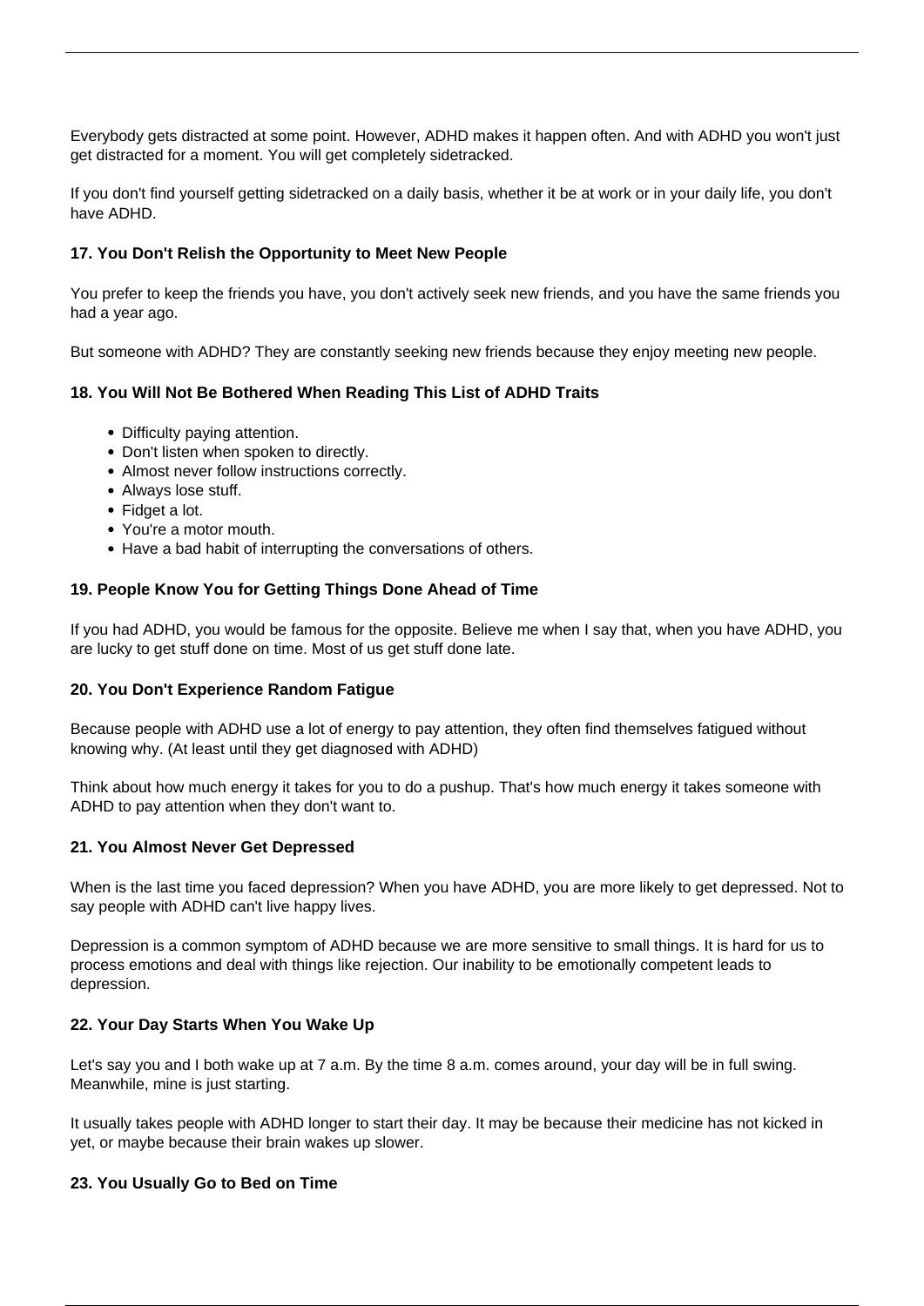Everybody gets distracted at some point. However, ADHD makes it happen often. And with ADHD you won't just get distracted for a moment. You will get completely sidetracked.

If you don't find yourself getting sidetracked on a daily basis, whether it be at work or in your daily life, you don't have ADHD.

### 17. You Don't Relish the Opportunity to Meet New People

You prefer to keep the friends you have, you don't actively seek new friends, and you have the same friends you had a year ago.

But someone with ADHD? They are constantly seeking new friends because they enjoy meeting new people.

### 18. You Will Not Be Bothered When Reading This List of ADHD Traits

- Difficulty paying attention.
- Don't listen when spoken to directly.
- Almost never follow instructions correctly.
- Always lose stuff.
- Fidget a lot.
- You're a motor mouth.
- Have a bad habit of interrupting the conversations of others.

### 19. People Know You for Getting Things Done Ahead of Time

If you had ADHD, you would be famous for the opposite. Believe me when I say that, when you have ADHD, you are lucky to get stuff done on time. Most of us get stuff done late.

### 20. You Don't Experience Random Fatigue

Because people with ADHD use a lot of energy to pay attention, they often find themselves fatigued without knowing why. (At least until they get diagnosed with ADHD)

Think about how much energy it takes for you to do a pushup. That's how much energy it takes someone with ADHD to pay attention when they don't want to.

### 21. You Almost Never Get Depressed

When is the last time you faced depression? When you have ADHD, you are more likely to get depressed. Not to say people with ADHD can't live happy lives.

Depression is a common symptom of ADHD because we are more sensitive to small things. It is hard for us to process emotions and deal with things like rejection. Our inability to be emotionally competent leads to depression.

### 22. Your Day Starts When You Wake Up

Let's say you and I both wake up at 7 a.m. By the time 8 a.m. comes around, your day will be in full swing. Meanwhile, mine is just starting.

It usually takes people with ADHD longer to start their day. It may be because their medicine has not kicked in yet, or maybe because their brain wakes up slower.

### 23. You Usually Go to Bed on Time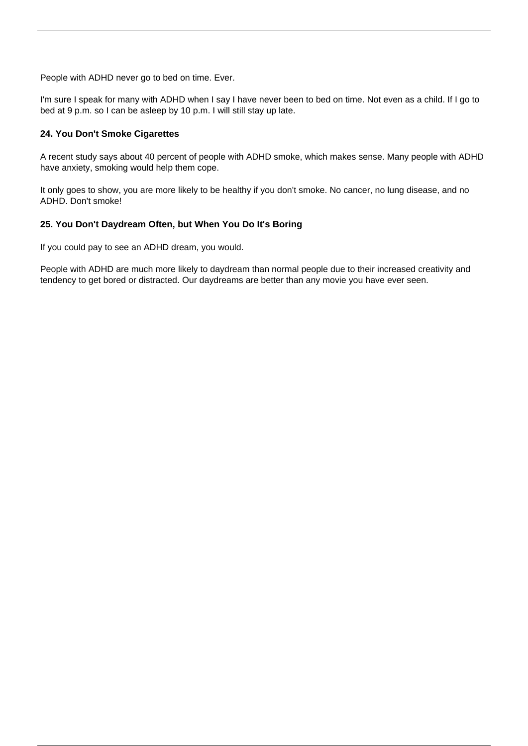People with ADHD never go to bed on time. Ever.

I'm sure I speak for many with ADHD when I say I have never been to bed on time. Not even as a child. If I go to bed at 9 p.m. so I can be asleep by 10 p.m. I will still stay up late.

### 24. You Don't Smoke Cigarettes

A recent study says about 40 percent of people with ADHD smoke, which makes sense. Many people with ADHD have anxiety, smoking would help them cope.

It only goes to show, you are more likely to be healthy if you don't smoke. No cancer, no lung disease, and no ADHD. Don't smoke!

### 25. You Don't Daydream Often, but When You Do It's Boring

If you could pay to see an ADHD dream, you would.

People with ADHD are much more likely to daydream than normal people due to their increased creativity and tendency to get bored or distracted. Our daydreams are better than any movie you have ever seen.